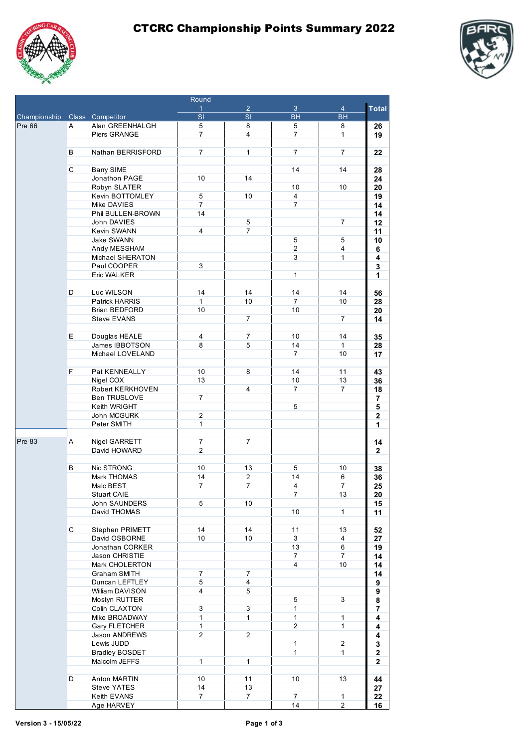# CTCRC Championship Points Summary 2022

| Championship | Class | Competitor | Round 1 SI | Round 2 SI | Round 3 BH | Round 4 BH | Total |
|---|---|---|---|---|---|---|---|
| Pre 66 | A | Alan GREENHALGH | 5 | 8 | 5 | 8 | 26 |
| | | Piers GRANGE | 7 | 4 | 7 | 1 | 19 |
| | | | | | | | |
| | B | Nathan BERRISFORD | 7 | 1 | 7 | 7 | 22 |
| | | | | | | | |
| | C | Barry SIME | | | 14 | 14 | 28 |
| | | Jonathon PAGE | 10 | 14 | | | 24 |
| | | Robyn SLATER | | | 10 | 10 | 20 |
| | | Kevin BOTTOMLEY | 5 | 10 | 4 | | 19 |
| | | Mike DAVIES | 7 | | 7 | | 14 |
| | | Phil BULLEN-BROWN | 14 | | | | 14 |
| | | John DAVIES | | 5 | | 7 | 12 |
| | | Kevin SWANN | 4 | 7 | | | 11 |
| | | Jake SWANN | | | 5 | 5 | 10 |
| | | Andy MESSHAM | | | 2 | 4 | 6 |
| | | Michael SHERATON | | | 3 | 1 | 4 |
| | | Paul COOPER | 3 | | | | 3 |
| | | Eric WALKER | | | 1 | | 1 |
| | | | | | | | |
| | D | Luc WILSON | 14 | 14 | 14 | 14 | 56 |
| | | Patrick HARRIS | 1 | 10 | 7 | 10 | 28 |
| | | Brian BEDFORD | 10 | | 10 | | 20 |
| | | Steve EVANS | | 7 | | 7 | 14 |
| | | | | | | | |
| | E | Douglas HEALE | 4 | 7 | 10 | 14 | 35 |
| | | James IBBOTSON | 8 | 5 | 14 | 1 | 28 |
| | | Michael LOVELAND | | | 7 | 10 | 17 |
| | | | | | | | |
| | F | Pat KENNEALLY | 10 | 8 | 14 | 11 | 43 |
| | | Nigel COX | 13 | | 10 | 13 | 36 |
| | | Robert KERKHOVEN | | 4 | 7 | 7 | 18 |
| | | Ben TRUSLOVE | 7 | | | | 7 |
| | | Keith WRIGHT | | | 5 | | 5 |
| | | John MCGURK | 2 | | | | 2 |
| | | Peter SMITH | 1 | | | | 1 |
| | | | | | | | |
| Pre 83 | A | Nigel GARRETT | 7 | 7 | | | 14 |
| | | David HOWARD | 2 | | | | 2 |
| | | | | | | | |
| | B | Nic STRONG | 10 | 13 | 5 | 10 | 38 |
| | | Mark THOMAS | 14 | 2 | 14 | 6 | 36 |
| | | Malc BEST | 7 | 7 | 4 | 7 | 25 |
| | | Stuart CAIE | | | 7 | 13 | 20 |
| | | John SAUNDERS | 5 | 10 | | | 15 |
| | | David THOMAS | | | 10 | 1 | 11 |
| | | | | | | | |
| | C | Stephen PRIMETT | 14 | 14 | 11 | 13 | 52 |
| | | David OSBORNE | 10 | 10 | 3 | 4 | 27 |
| | | Jonathan CORKER | | | 13 | 6 | 19 |
| | | Jason CHRISTIE | | | 7 | 7 | 14 |
| | | Mark CHOLERTON | | | 4 | 10 | 14 |
| | | Graham SMITH | 7 | 7 | | | 14 |
| | | Duncan LEFTLEY | 5 | 4 | | | 9 |
| | | William DAVISON | 4 | 5 | | | 9 |
| | | Mostyn RUTTER | | | 5 | 3 | 8 |
| | | Colin CLAXTON | 3 | 3 | 1 | | 7 |
| | | Mike BROADWAY | 1 | 1 | 1 | 1 | 4 |
| | | Gary FLETCHER | 1 | | 2 | 1 | 4 |
| | | Jason ANDREWS | 2 | 2 | | | 4 |
| | | Lewis JUDD | | | 1 | 2 | 3 |
| | | Bradley BOSDET | | | 1 | 1 | 2 |
| | | Malcolm JEFFS | 1 | 1 | | | 2 |
| | | | | | | | |
| | D | Anton MARTIN | 10 | 11 | 10 | 13 | 44 |
| | | Steve YATES | 14 | 13 | | | 27 |
| | | Keith EVANS | 7 | 7 | 7 | 1 | 22 |
| | | Age HARVEY | | | 14 | 2 | 16 |

Version 3 - 15/05/22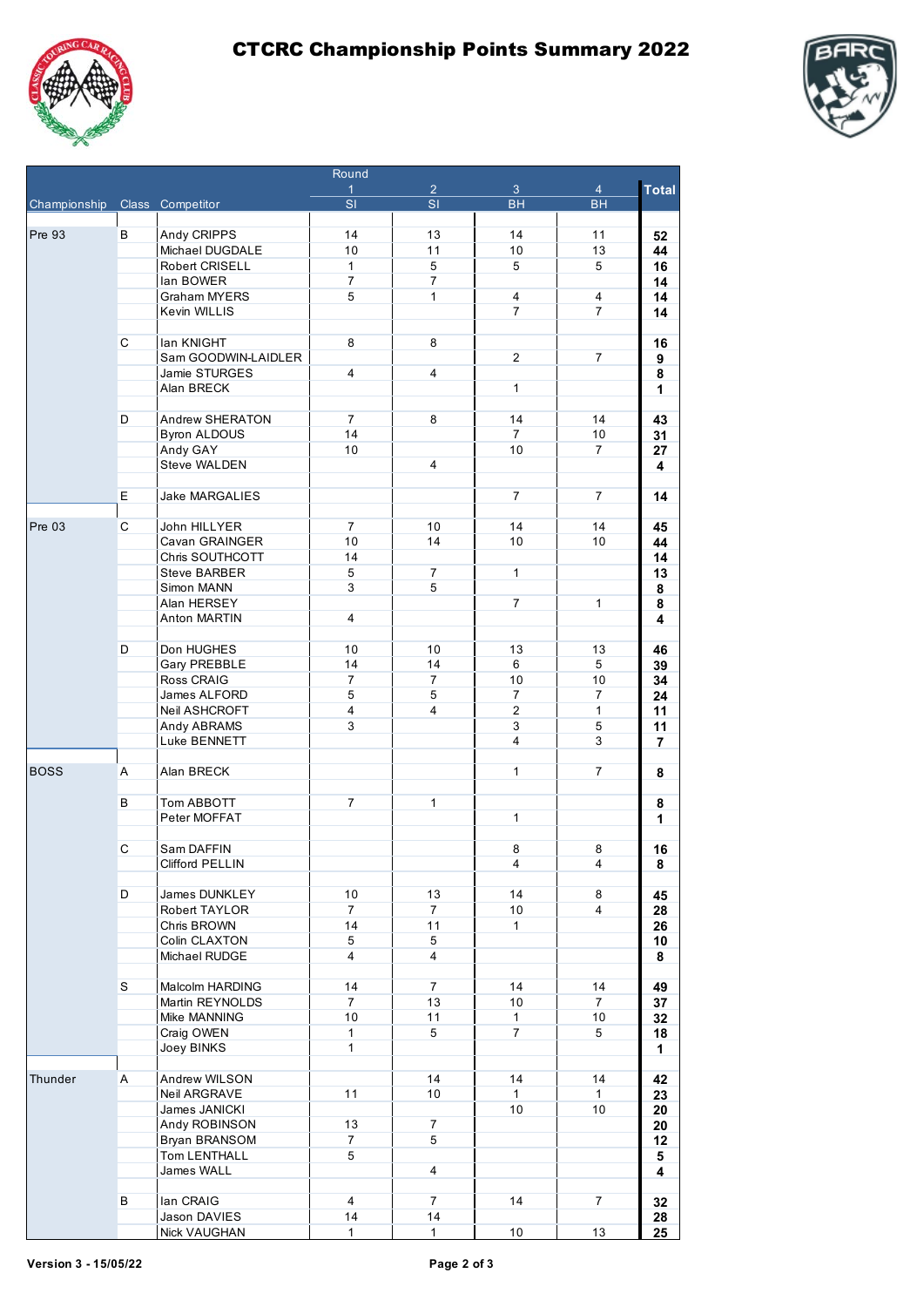# CTCRC Championship Points Summary 2022

| Championship | Class | Competitor | Round 1 SI | Round 2 SI | Round 3 BH | Round 4 BH | Total |
|---|---|---|---|---|---|---|---|
| Pre 93 | B | Andy CRIPPS | 14 | 13 | 14 | 11 | 52 |
| | | Michael DUGDALE | 10 | 11 | 10 | 13 | 44 |
| | | Robert CRISELL | 1 | 5 | 5 | 5 | 16 |
| | | Ian BOWER | 7 | 7 | | | 14 |
| | | Graham MYERS | 5 | 1 | 4 | 4 | 14 |
| | | Kevin WILLIS | | | 7 | 7 | 14 |
| | C | Ian KNIGHT | 8 | 8 | | | 16 |
| | | Sam GOODWIN-LAIDLER | | | 2 | 7 | 9 |
| | | Jamie STURGES | 4 | 4 | | | 8 |
| | | Alan BRECK | | | 1 | | 1 |
| | D | Andrew SHERATON | 7 | 8 | 14 | 14 | 43 |
| | | Byron ALDOUS | 14 | | 7 | 10 | 31 |
| | | Andy GAY | 10 | | 10 | 7 | 27 |
| | | Steve WALDEN | | 4 | | | 4 |
| | E | Jake MARGALIES | | | 7 | 7 | 14 |
| Pre 03 | C | John HILLYER | 7 | 10 | 14 | 14 | 45 |
| | | Cavan GRAINGER | 10 | 14 | 10 | 10 | 44 |
| | | Chris SOUTHCOTT | 14 | | | | 14 |
| | | Steve BARBER | 5 | 7 | 1 | | 13 |
| | | Simon MANN | 3 | 5 | | | 8 |
| | | Alan HERSEY | | | 7 | 1 | 8 |
| | | Anton MARTIN | 4 | | | | 4 |
| | D | Don HUGHES | 10 | 10 | 13 | 13 | 46 |
| | | Gary PREBBLE | 14 | 14 | 6 | 5 | 39 |
| | | Ross CRAIG | 7 | 7 | 10 | 10 | 34 |
| | | James ALFORD | 5 | 5 | 7 | 7 | 24 |
| | | Neil ASHCROFT | 4 | 4 | 2 | 1 | 11 |
| | | Andy ABRAMS | 3 | | 3 | 5 | 11 |
| | | Luke BENNETT | | | 4 | 3 | 7 |
| BOSS | A | Alan BRECK | | | 1 | 7 | 8 |
| | B | Tom ABBOTT | 7 | 1 | | | 8 |
| | | Peter MOFFAT | | | 1 | | 1 |
| | C | Sam DAFFIN | | | 8 | 8 | 16 |
| | | Clifford PELLIN | | | 4 | 4 | 8 |
| | D | James DUNKLEY | 10 | 13 | 14 | 8 | 45 |
| | | Robert TAYLOR | 7 | 7 | 10 | 4 | 28 |
| | | Chris BROWN | 14 | 11 | 1 | | 26 |
| | | Colin CLAXTON | 5 | 5 | | | 10 |
| | | Michael RUDGE | 4 | 4 | | | 8 |
| | S | Malcolm HARDING | 14 | 7 | 14 | 14 | 49 |
| | | Martin REYNOLDS | 7 | 13 | 10 | 7 | 37 |
| | | Mike MANNING | 10 | 11 | 1 | 10 | 32 |
| | | Craig OWEN | 1 | 5 | 7 | 5 | 18 |
| | | Joey BINKS | 1 | | | | 1 |
| Thunder | A | Andrew WILSON | | 14 | 14 | 14 | 42 |
| | | Neil ARGRAVE | 11 | 10 | 1 | 1 | 23 |
| | | James JANICKI | | | 10 | 10 | 20 |
| | | Andy ROBINSON | 13 | 7 | | | 20 |
| | | Bryan BRANSOM | 7 | 5 | | | 12 |
| | | Tom LENTHALL | 5 | | | | 5 |
| | | James WALL | | 4 | | | 4 |
| | B | Ian CRAIG | 4 | 7 | 14 | 7 | 32 |
| | | Jason DAVIES | 14 | 14 | | | 28 |
| | | Nick VAUGHAN | 1 | 1 | 10 | 13 | 25 |

Version 3 - 15/05/22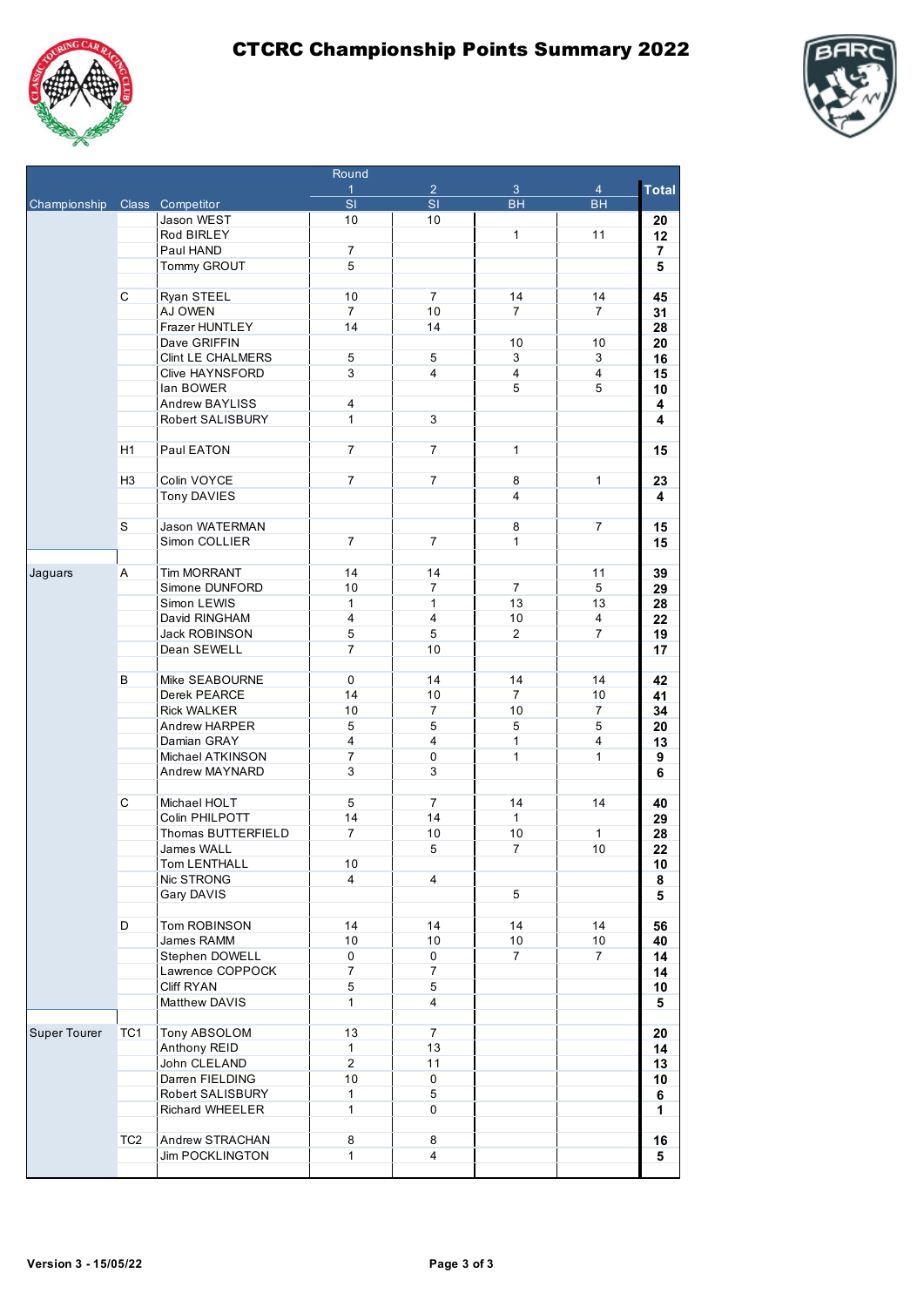# CTCRC Championship Points Summary 2022

| Championship | Class | Competitor | Round 1 SI | Round 2 SI | Round 3 BH | Round 4 BH | Total |
|---|---|---|---|---|---|---|---|
| | | Jason WEST | 10 | 10 | | | 20 |
| | | Rod BIRLEY | | | 1 | 11 | 12 |
| | | Paul HAND | 7 | | | | 7 |
| | | Tommy GROUT | 5 | | | | 5 |
| | | | | | | | |
| | C | Ryan STEEL | 10 | 7 | 14 | 14 | 45 |
| | | AJ OWEN | 7 | 10 | 7 | 7 | 31 |
| | | Frazer HUNTLEY | 14 | 14 | | | 28 |
| | | Dave GRIFFIN | | | 10 | 10 | 20 |
| | | Clint LE CHALMERS | 5 | 5 | 3 | 3 | 16 |
| | | Clive HAYNSFORD | 3 | 4 | 4 | 4 | 15 |
| | | Ian BOWER | | | 5 | 5 | 10 |
| | | Andrew BAYLISS | 4 | | | | 4 |
| | | Robert SALISBURY | 1 | 3 | | | 4 |
| | | | | | | | |
| | H1 | Paul EATON | 7 | 7 | 1 | | 15 |
| | | | | | | | |
| | H3 | Colin VOYCE | 7 | 7 | 8 | 1 | 23 |
| | | Tony DAVIES | | | 4 | | 4 |
| | | | | | | | |
| | S | Jason WATERMAN | | | 8 | 7 | 15 |
| | | Simon COLLIER | 7 | 7 | 1 | | 15 |
| | | | | | | | |
| Jaguars | A | Tim MORRANT | 14 | 14 | | 11 | 39 |
| | | Simone DUNFORD | 10 | 7 | 7 | 5 | 29 |
| | | Simon LEWIS | 1 | 1 | 13 | 13 | 28 |
| | | David RINGHAM | 4 | 4 | 10 | 4 | 22 |
| | | Jack ROBINSON | 5 | 5 | 2 | 7 | 19 |
| | | Dean SEWELL | 7 | 10 | | | 17 |
| | | | | | | | |
| | B | Mike SEABOURNE | 0 | 14 | 14 | 14 | 42 |
| | | Derek PEARCE | 14 | 10 | 7 | 10 | 41 |
| | | Rick WALKER | 10 | 7 | 10 | 7 | 34 |
| | | Andrew HARPER | 5 | 5 | 5 | 5 | 20 |
| | | Damian GRAY | 4 | 4 | 1 | 4 | 13 |
| | | Michael ATKINSON | 7 | 0 | 1 | 1 | 9 |
| | | Andrew MAYNARD | 3 | 3 | | | 6 |
| | | | | | | | |
| | C | Michael HOLT | 5 | 7 | 14 | 14 | 40 |
| | | Colin PHILPOTT | 14 | 14 | 1 | | 29 |
| | | Thomas BUTTERFIELD | 7 | 10 | 10 | 1 | 28 |
| | | James WALL | | 5 | 7 | 10 | 22 |
| | | Tom LENTHALL | 10 | | | | 10 |
| | | Nic STRONG | 4 | 4 | | | 8 |
| | | Gary DAVIS | | | 5 | | 5 |
| | | | | | | | |
| | D | Tom ROBINSON | 14 | 14 | 14 | 14 | 56 |
| | | James RAMM | 10 | 10 | 10 | 10 | 40 |
| | | Stephen DOWELL | 0 | 0 | 7 | 7 | 14 |
| | | Lawrence COPPOCK | 7 | 7 | | | 14 |
| | | Cliff RYAN | 5 | 5 | | | 10 |
| | | Matthew DAVIS | 1 | 4 | | | 5 |
| | | | | | | | |
| Super Tourer | TC1 | Tony ABSOLOM | 13 | 7 | | | 20 |
| | | Anthony REID | 1 | 13 | | | 14 |
| | | John CLELAND | 2 | 11 | | | 13 |
| | | Darren FIELDING | 10 | 0 | | | 10 |
| | | Robert SALISBURY | 1 | 5 | | | 6 |
| | | Richard WHEELER | 1 | 0 | | | 1 |
| | | | | | | | |
| | TC2 | Andrew STRACHAN | 8 | 8 | | | 16 |
| | | Jim POCKLINGTON | 1 | 4 | | | 5 |

Version 3 - 15/05/22